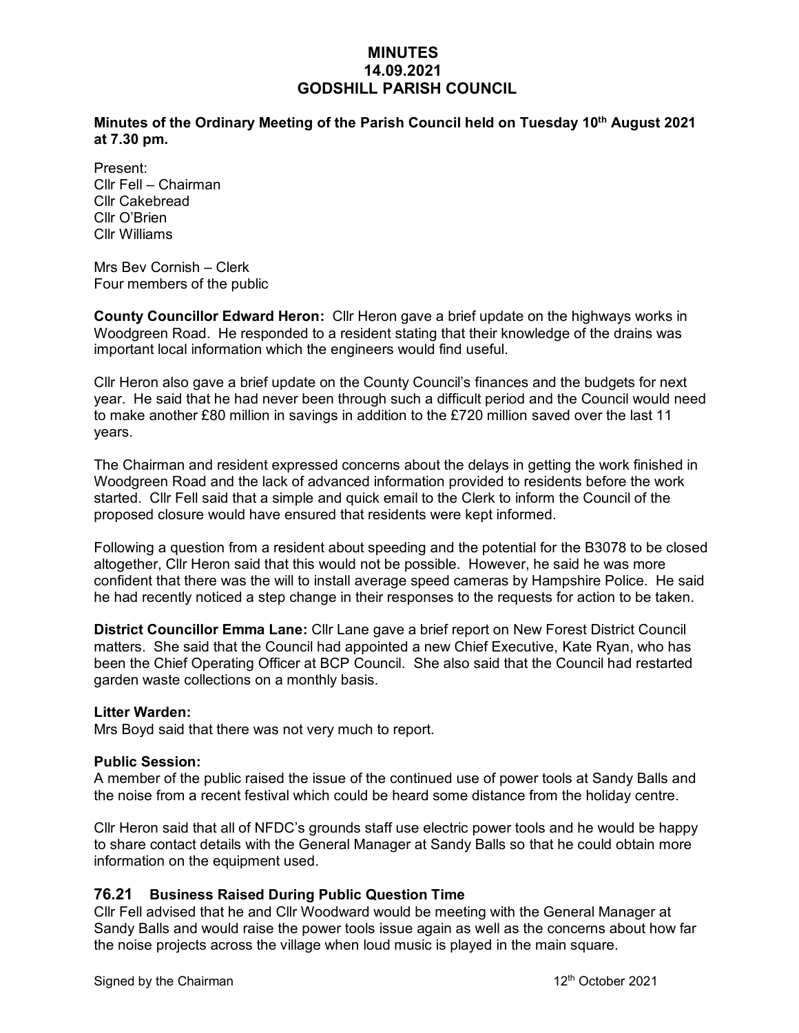# MINUTES
# 14.09.2021
# GODSHILL PARISH COUNCIL

**Minutes of the Ordinary Meeting of the Parish Council held on Tuesday 10th August 2021 at 7.30 pm.**

Present:
Cllr Fell – Chairman
Cllr Cakebread
Cllr O'Brien
Cllr Williams

Mrs Bev Cornish – Clerk
Four members of the public

**County Councillor Edward Heron:** Cllr Heron gave a brief update on the highways works in Woodgreen Road. He responded to a resident stating that their knowledge of the drains was important local information which the engineers would find useful.

Cllr Heron also gave a brief update on the County Council's finances and the budgets for next year. He said that he had never been through such a difficult period and the Council would need to make another £80 million in savings in addition to the £720 million saved over the last 11 years.

The Chairman and resident expressed concerns about the delays in getting the work finished in Woodgreen Road and the lack of advanced information provided to residents before the work started. Cllr Fell said that a simple and quick email to the Clerk to inform the Council of the proposed closure would have ensured that residents were kept informed.

Following a question from a resident about speeding and the potential for the B3078 to be closed altogether, Cllr Heron said that this would not be possible. However, he said he was more confident that there was the will to install average speed cameras by Hampshire Police. He said he had recently noticed a step change in their responses to the requests for action to be taken.

**District Councillor Emma Lane:** Cllr Lane gave a brief report on New Forest District Council matters. She said that the Council had appointed a new Chief Executive, Kate Ryan, who has been the Chief Operating Officer at BCP Council. She also said that the Council had restarted garden waste collections on a monthly basis.

**Litter Warden:**
Mrs Boyd said that there was not very much to report.

**Public Session:**
A member of the public raised the issue of the continued use of power tools at Sandy Balls and the noise from a recent festival which could be heard some distance from the holiday centre.

Cllr Heron said that all of NFDC's grounds staff use electric power tools and he would be happy to share contact details with the General Manager at Sandy Balls so that he could obtain more information on the equipment used.

## 76.21 Business Raised During Public Question Time

Cllr Fell advised that he and Cllr Woodward would be meeting with the General Manager at Sandy Balls and would raise the power tools issue again as well as the concerns about how far the noise projects across the village when loud music is played in the main square.

Signed by the Chairman 12th October 2021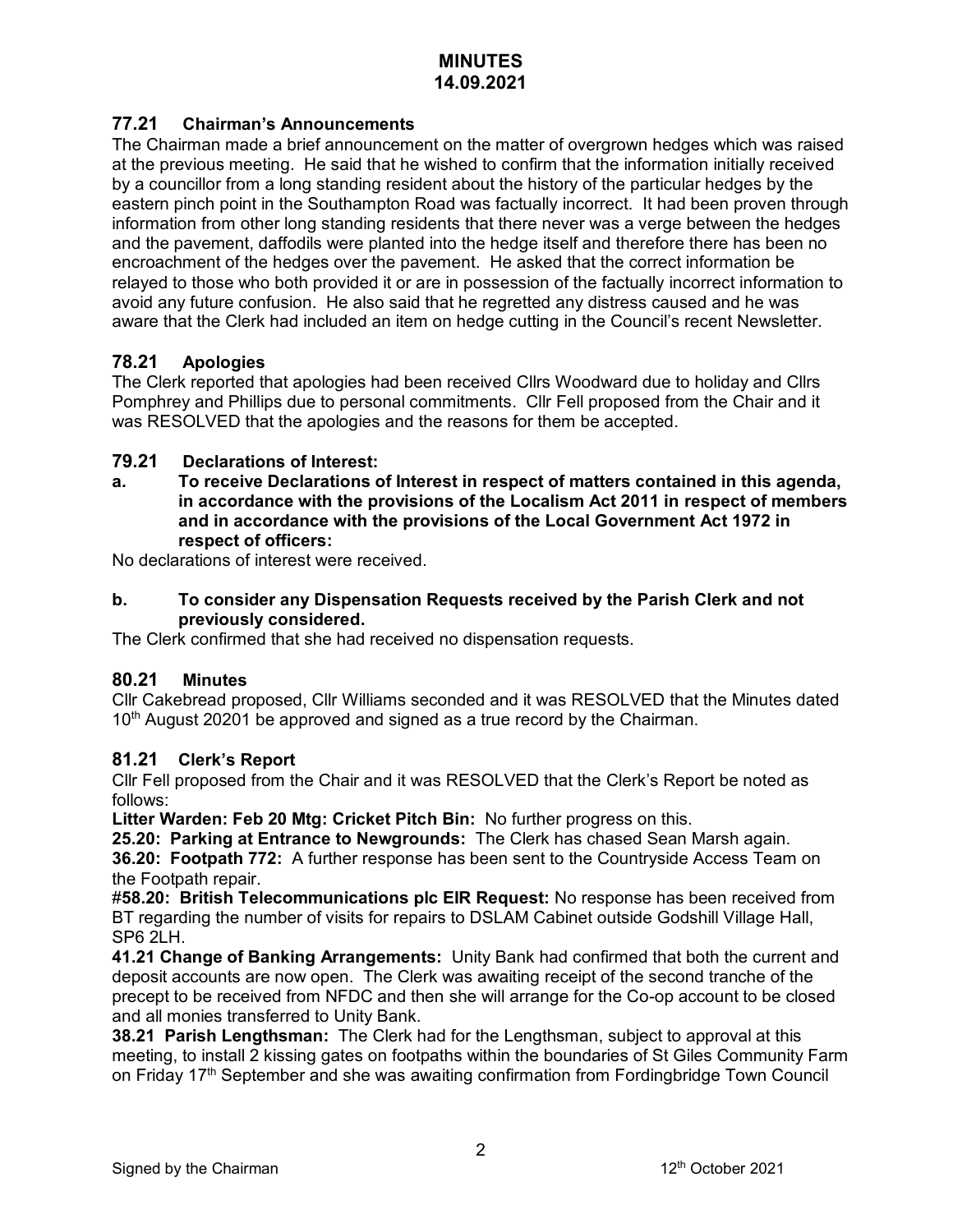# MINUTES
## 14.09.2021

### 77.21 Chairman's Announcements

The Chairman made a brief announcement on the matter of overgrown hedges which was raised at the previous meeting. He said that he wished to confirm that the information initially received by a councillor from a long standing resident about the history of the particular hedges by the eastern pinch point in the Southampton Road was factually incorrect. It had been proven through information from other long standing residents that there never was a verge between the hedges and the pavement, daffodils were planted into the hedge itself and therefore there has been no encroachment of the hedges over the pavement. He asked that the correct information be relayed to those who both provided it or are in possession of the factually incorrect information to avoid any future confusion. He also said that he regretted any distress caused and he was aware that the Clerk had included an item on hedge cutting in the Council's recent Newsletter.

### 78.21 Apologies

The Clerk reported that apologies had been received Cllrs Woodward due to holiday and Cllrs Pomphrey and Phillips due to personal commitments. Cllr Fell proposed from the Chair and it was RESOLVED that the apologies and the reasons for them be accepted.

### 79.21 Declarations of Interest:

**a. To receive Declarations of Interest in respect of matters contained in this agenda, in accordance with the provisions of the Localism Act 2011 in respect of members and in accordance with the provisions of the Local Government Act 1972 in respect of officers:**

No declarations of interest were received.

**b. To consider any Dispensation Requests received by the Parish Clerk and not previously considered.**

The Clerk confirmed that she had received no dispensation requests.

### 80.21 Minutes

Cllr Cakebread proposed, Cllr Williams seconded and it was RESOLVED that the Minutes dated 10th August 20201 be approved and signed as a true record by the Chairman.

### 81.21 Clerk's Report

Cllr Fell proposed from the Chair and it was RESOLVED that the Clerk's Report be noted as follows:

**Litter Warden: Feb 20 Mtg: Cricket Pitch Bin:** No further progress on this.

**25.20: Parking at Entrance to Newgrounds:** The Clerk has chased Sean Marsh again.

**36.20: Footpath 772:** A further response has been sent to the Countryside Access Team on the Footpath repair.

#**58.20: British Telecommunications plc EIR Request:** No response has been received from BT regarding the number of visits for repairs to DSLAM Cabinet outside Godshill Village Hall, SP6 2LH.

**41.21 Change of Banking Arrangements:** Unity Bank had confirmed that both the current and deposit accounts are now open. The Clerk was awaiting receipt of the second tranche of the precept to be received from NFDC and then she will arrange for the Co-op account to be closed and all monies transferred to Unity Bank.

**38.21 Parish Lengthsman:** The Clerk had for the Lengthsman, subject to approval at this meeting, to install 2 kissing gates on footpaths within the boundaries of St Giles Community Farm on Friday 17th September and she was awaiting confirmation from Fordingbridge Town Council

Signed by the Chairman 12th October 2021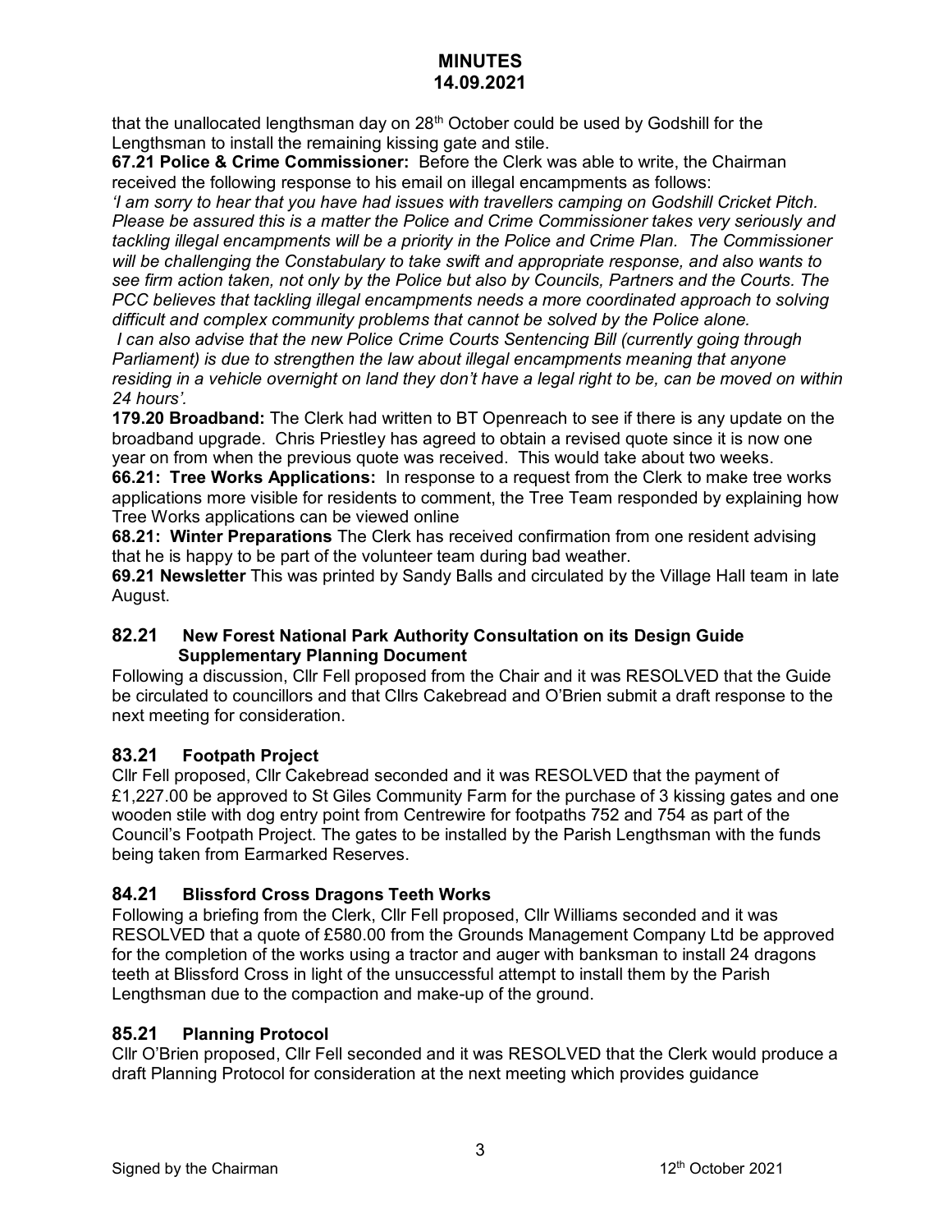that the unallocated lengthsman day on 28th October could be used by Godshill for the Lengthsman to install the remaining kissing gate and stile.

**67.21 Police & Crime Commissioner:** Before the Clerk was able to write, the Chairman received the following response to his email on illegal encampments as follows:

*'I am sorry to hear that you have had issues with travellers camping on Godshill Cricket Pitch. Please be assured this is a matter the Police and Crime Commissioner takes very seriously and tackling illegal encampments will be a priority in the Police and Crime Plan. The Commissioner will be challenging the Constabulary to take swift and appropriate response, and also wants to see firm action taken, not only by the Police but also by Councils, Partners and the Courts. The PCC believes that tackling illegal encampments needs a more coordinated approach to solving difficult and complex community problems that cannot be solved by the Police alone.*

*I can also advise that the new Police Crime Courts Sentencing Bill (currently going through Parliament) is due to strengthen the law about illegal encampments meaning that anyone residing in a vehicle overnight on land they don't have a legal right to be, can be moved on within 24 hours'.*

**179.20 Broadband:** The Clerk had written to BT Openreach to see if there is any update on the broadband upgrade. Chris Priestley has agreed to obtain a revised quote since it is now one year on from when the previous quote was received. This would take about two weeks.

**66.21: Tree Works Applications:** In response to a request from the Clerk to make tree works applications more visible for residents to comment, the Tree Team responded by explaining how Tree Works applications can be viewed online

**68.21: Winter Preparations** The Clerk has received confirmation from one resident advising that he is happy to be part of the volunteer team during bad weather.

**69.21 Newsletter** This was printed by Sandy Balls and circulated by the Village Hall team in late August.

## 82.21 New Forest National Park Authority Consultation on its Design Guide Supplementary Planning Document

Following a discussion, Cllr Fell proposed from the Chair and it was RESOLVED that the Guide be circulated to councillors and that Cllrs Cakebread and O'Brien submit a draft response to the next meeting for consideration.

## 83.21 Footpath Project

Cllr Fell proposed, Cllr Cakebread seconded and it was RESOLVED that the payment of £1,227.00 be approved to St Giles Community Farm for the purchase of 3 kissing gates and one wooden stile with dog entry point from Centrewire for footpaths 752 and 754 as part of the Council's Footpath Project. The gates to be installed by the Parish Lengthsman with the funds being taken from Earmarked Reserves.

## 84.21 Blissford Cross Dragons Teeth Works

Following a briefing from the Clerk, Cllr Fell proposed, Cllr Williams seconded and it was RESOLVED that a quote of £580.00 from the Grounds Management Company Ltd be approved for the completion of the works using a tractor and auger with banksman to install 24 dragons teeth at Blissford Cross in light of the unsuccessful attempt to install them by the Parish Lengthsman due to the compaction and make-up of the ground.

## 85.21 Planning Protocol

Cllr O'Brien proposed, Cllr Fell seconded and it was RESOLVED that the Clerk would produce a draft Planning Protocol for consideration at the next meeting which provides guidance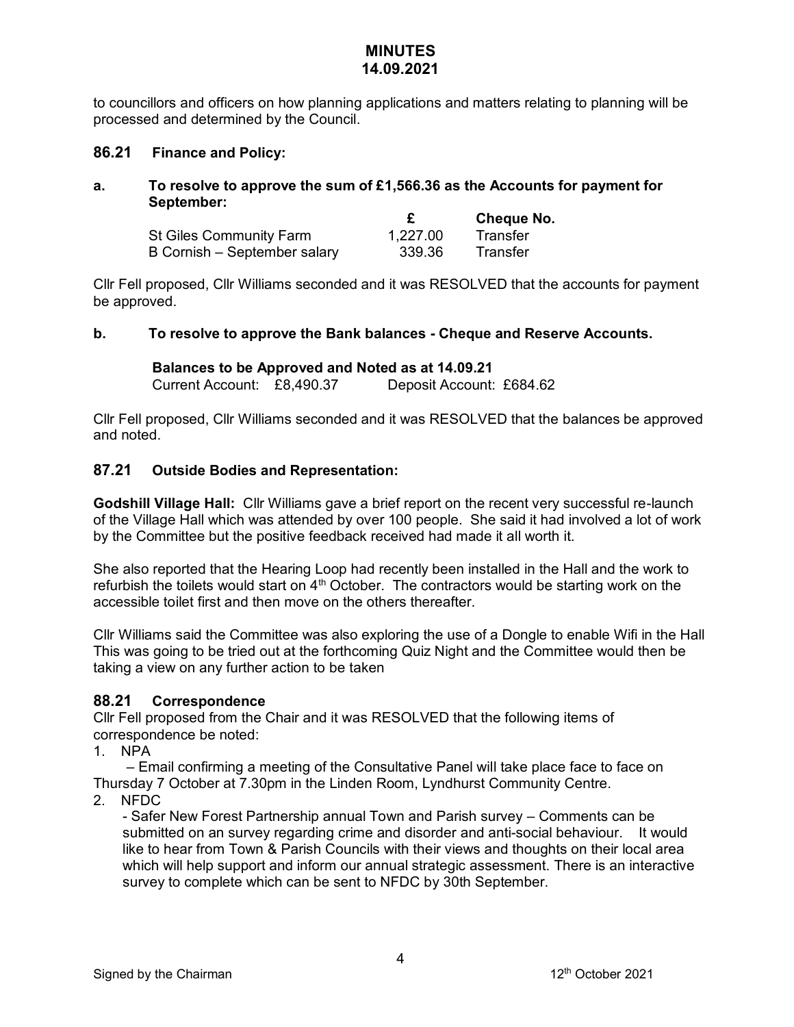to councillors and officers on how planning applications and matters relating to planning will be processed and determined by the Council.

## 86.21 Finance and Policy:

**a. To resolve to approve the sum of £1,566.36 as the Accounts for payment for September:**

| | £ | Cheque No. |
|---|---|---|
| St Giles Community Farm | 1,227.00 | Transfer |
| B Cornish – September salary | 339.36 | Transfer |

Cllr Fell proposed, Cllr Williams seconded and it was RESOLVED that the accounts for payment be approved.

**b. To resolve to approve the Bank balances - Cheque and Reserve Accounts.**

**Balances to be Approved and Noted as at 14.09.21**
Current Account: £8,490.37 Deposit Account: £684.62

Cllr Fell proposed, Cllr Williams seconded and it was RESOLVED that the balances be approved and noted.

## 87.21 Outside Bodies and Representation:

**Godshill Village Hall:** Cllr Williams gave a brief report on the recent very successful re-launch of the Village Hall which was attended by over 100 people. She said it had involved a lot of work by the Committee but the positive feedback received had made it all worth it.

She also reported that the Hearing Loop had recently been installed in the Hall and the work to refurbish the toilets would start on 4th October. The contractors would be starting work on the accessible toilet first and then move on the others thereafter.

Cllr Williams said the Committee was also exploring the use of a Dongle to enable Wifi in the Hall This was going to be tried out at the forthcoming Quiz Night and the Committee would then be taking a view on any further action to be taken

## 88.21 Correspondence

Cllr Fell proposed from the Chair and it was RESOLVED that the following items of correspondence be noted:

1. NPA
   – Email confirming a meeting of the Consultative Panel will take place face to face on Thursday 7 October at 7.30pm in the Linden Room, Lyndhurst Community Centre.
2. NFDC
   - Safer New Forest Partnership annual Town and Parish survey – Comments can be submitted on an survey regarding crime and disorder and anti-social behaviour. It would like to hear from Town & Parish Councils with their views and thoughts on their local area which will help support and inform our annual strategic assessment. There is an interactive survey to complete which can be sent to NFDC by 30th September.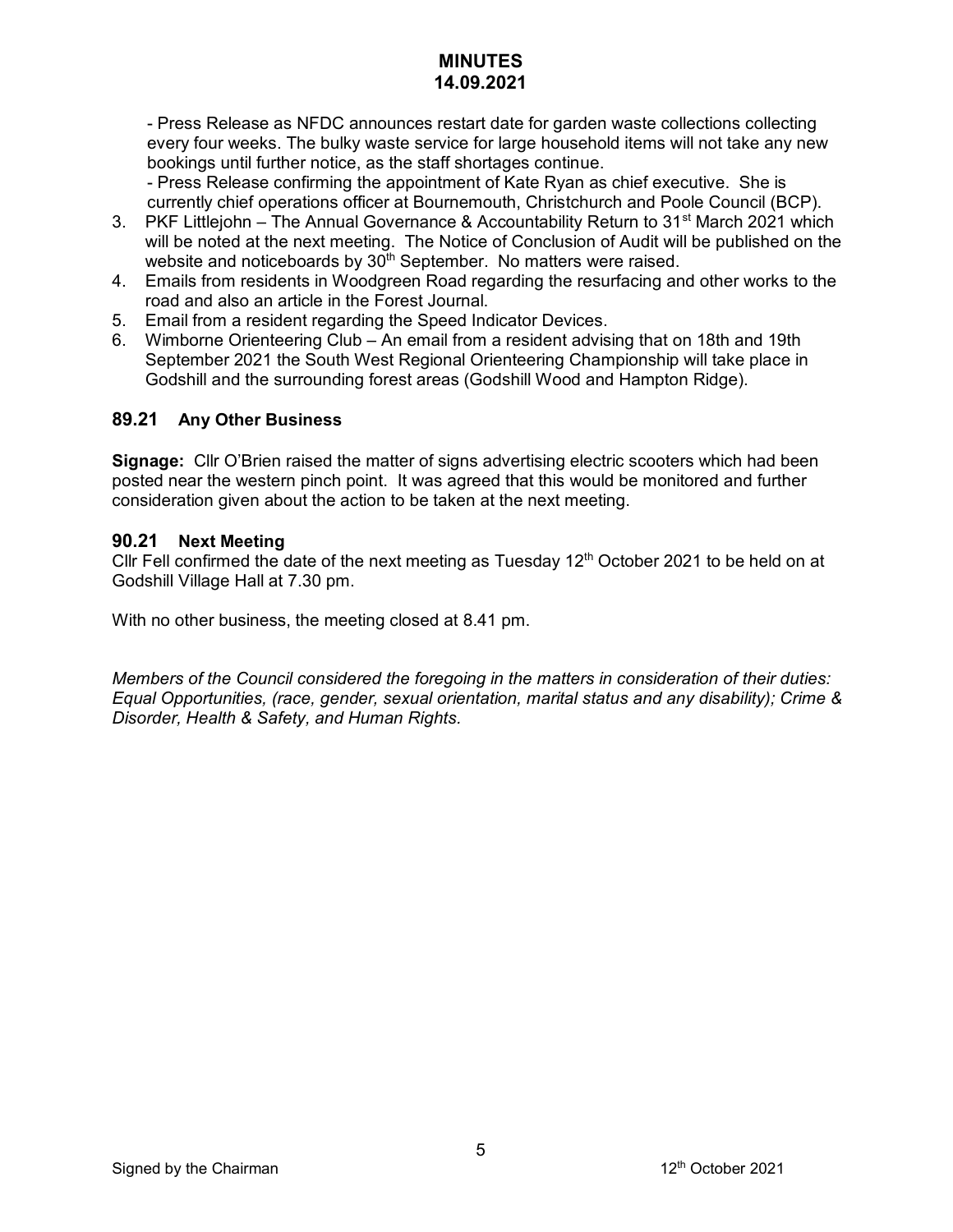- Press Release as NFDC announces restart date for garden waste collections collecting every four weeks. The bulky waste service for large household items will not take any new bookings until further notice, as the staff shortages continue.
- Press Release confirming the appointment of Kate Ryan as chief executive. She is currently chief operations officer at Bournemouth, Christchurch and Poole Council (BCP).

3. PKF Littlejohn – The Annual Governance & Accountability Return to 31st March 2021 which will be noted at the next meeting. The Notice of Conclusion of Audit will be published on the website and noticeboards by 30th September. No matters were raised.
4. Emails from residents in Woodgreen Road regarding the resurfacing and other works to the road and also an article in the Forest Journal.
5. Email from a resident regarding the Speed Indicator Devices.
6. Wimborne Orienteering Club – An email from a resident advising that on 18th and 19th September 2021 the South West Regional Orienteering Championship will take place in Godshill and the surrounding forest areas (Godshill Wood and Hampton Ridge).

## 89.21 Any Other Business

**Signage:** Cllr O'Brien raised the matter of signs advertising electric scooters which had been posted near the western pinch point. It was agreed that this would be monitored and further consideration given about the action to be taken at the next meeting.

## 90.21 Next Meeting

Cllr Fell confirmed the date of the next meeting as Tuesday 12th October 2021 to be held on at Godshill Village Hall at 7.30 pm.

With no other business, the meeting closed at 8.41 pm.

*Members of the Council considered the foregoing in the matters in consideration of their duties: Equal Opportunities, (race, gender, sexual orientation, marital status and any disability); Crime & Disorder, Health & Safety, and Human Rights.*

Signed by the Chairman 12th October 2021